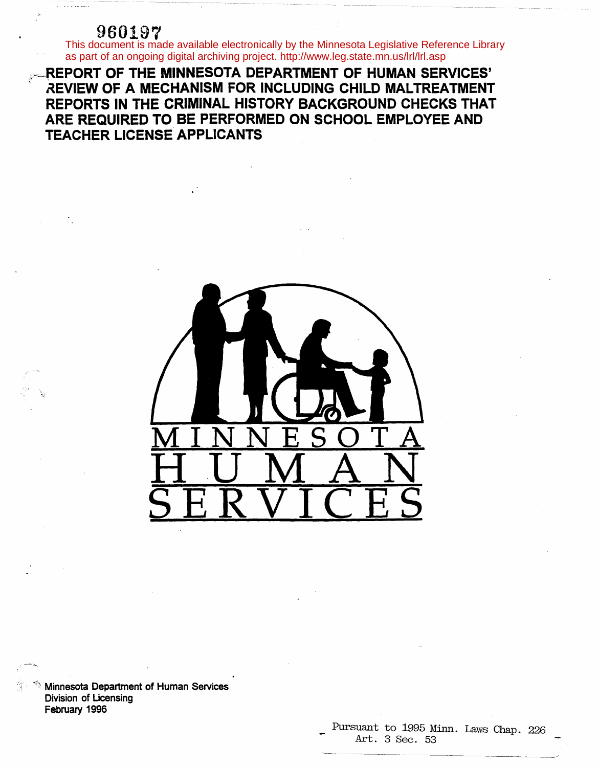960197

This document is made available electronically by the Minnesota Legislative Reference Library as part of an ongoing digital archiving project. http://www.leg.state.mn.us/lrl/lrl.asp

# REPORT OF THE MINNESOTA DEPARTMENT OF HUMAN SERVICES' REVIEW OF A MECHANISM FOR INCLUDING CHILD MALTREATMENT REPORTS IN THE CRIMINAL HISTORY BACKGROUND CHECKS THAT ARE REQUIRED TO BE PERFORMED ON SCHOOL EMPLOYEE AND TEACHER LICENSE APPLICANTS

MINNESOTA
HUMAN
SERVICES

Minnesota Department of Human Services
Division of Licensing
February 1996

Pursuant to 1995 Minn. Laws Chap. 226
Art. 3 Sec. 53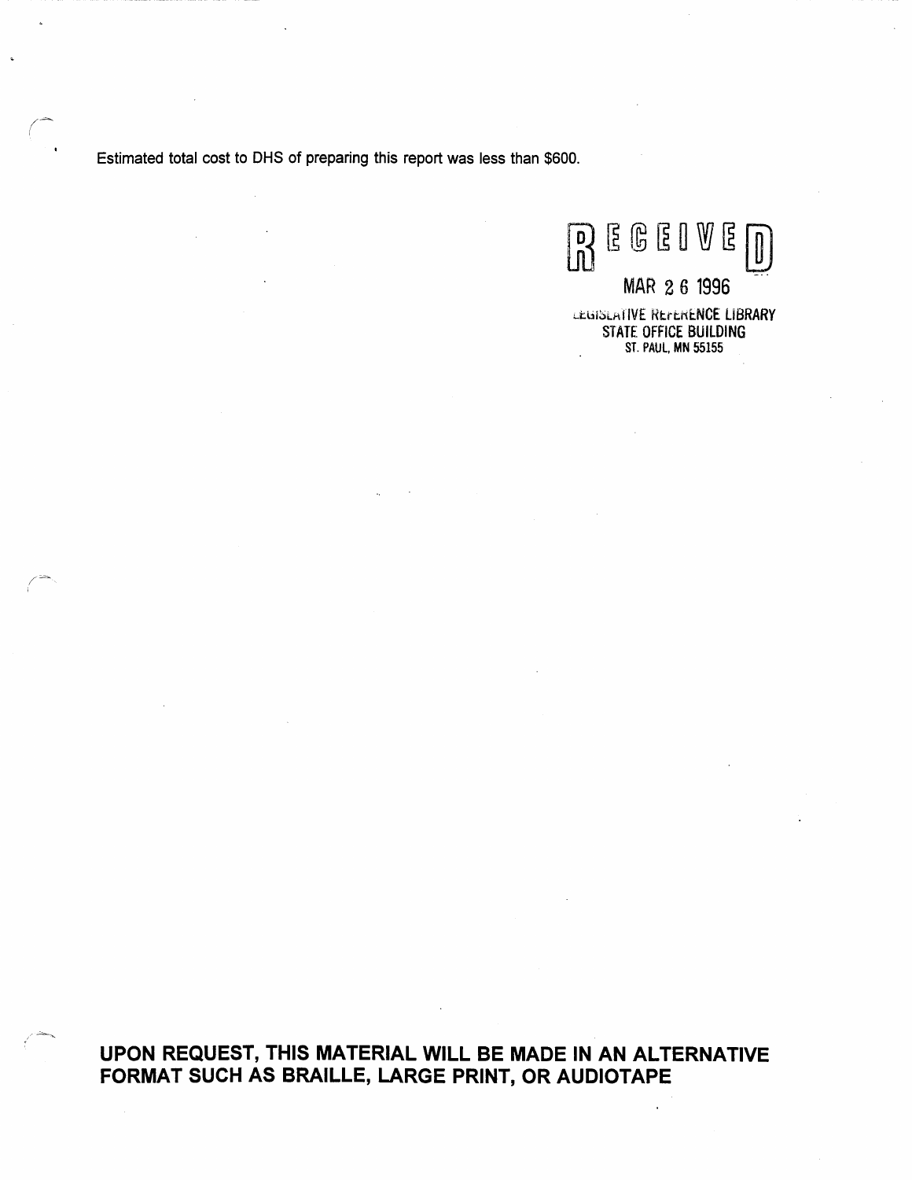Estimated total cost to DHS of preparing this report was less than $600.

RECEIVED

MAR 26 1996

LEGISLATIVE REFERENCE LIBRARY
STATE OFFICE BUILDING
ST. PAUL, MN 55155

**UPON REQUEST, THIS MATERIAL WILL BE MADE IN AN ALTERNATIVE FORMAT SUCH AS BRAILLE, LARGE PRINT, OR AUDIOTAPE**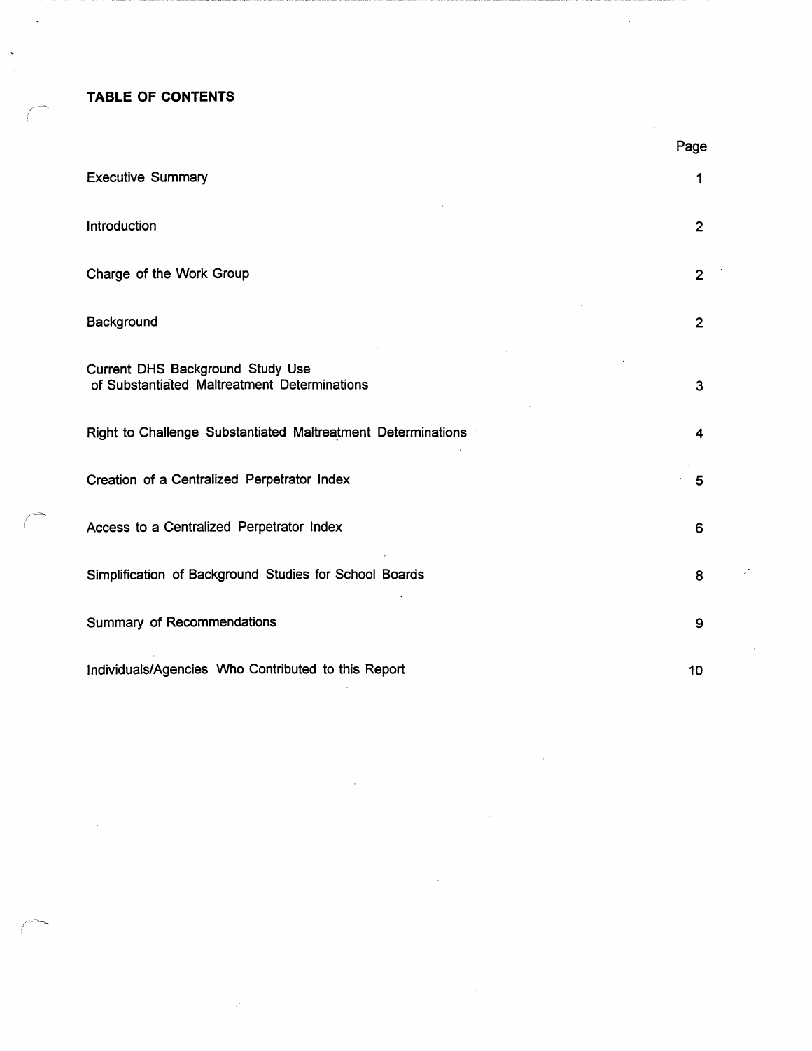**TABLE OF CONTENTS**

| | Page |
|---|---|
| Executive Summary | 1 |
| Introduction | 2 |
| Charge of the Work Group | 2 |
| Background | 2 |
| Current DHS Background Study Use of Substantiated Maltreatment Determinations | 3 |
| Right to Challenge Substantiated Maltreatment Determinations | 4 |
| Creation of a Centralized Perpetrator Index | 5 |
| Access to a Centralized Perpetrator Index | 6 |
| Simplification of Background Studies for School Boards | 8 |
| Summary of Recommendations | 9 |
| Individuals/Agencies Who Contributed to this Report | 10 |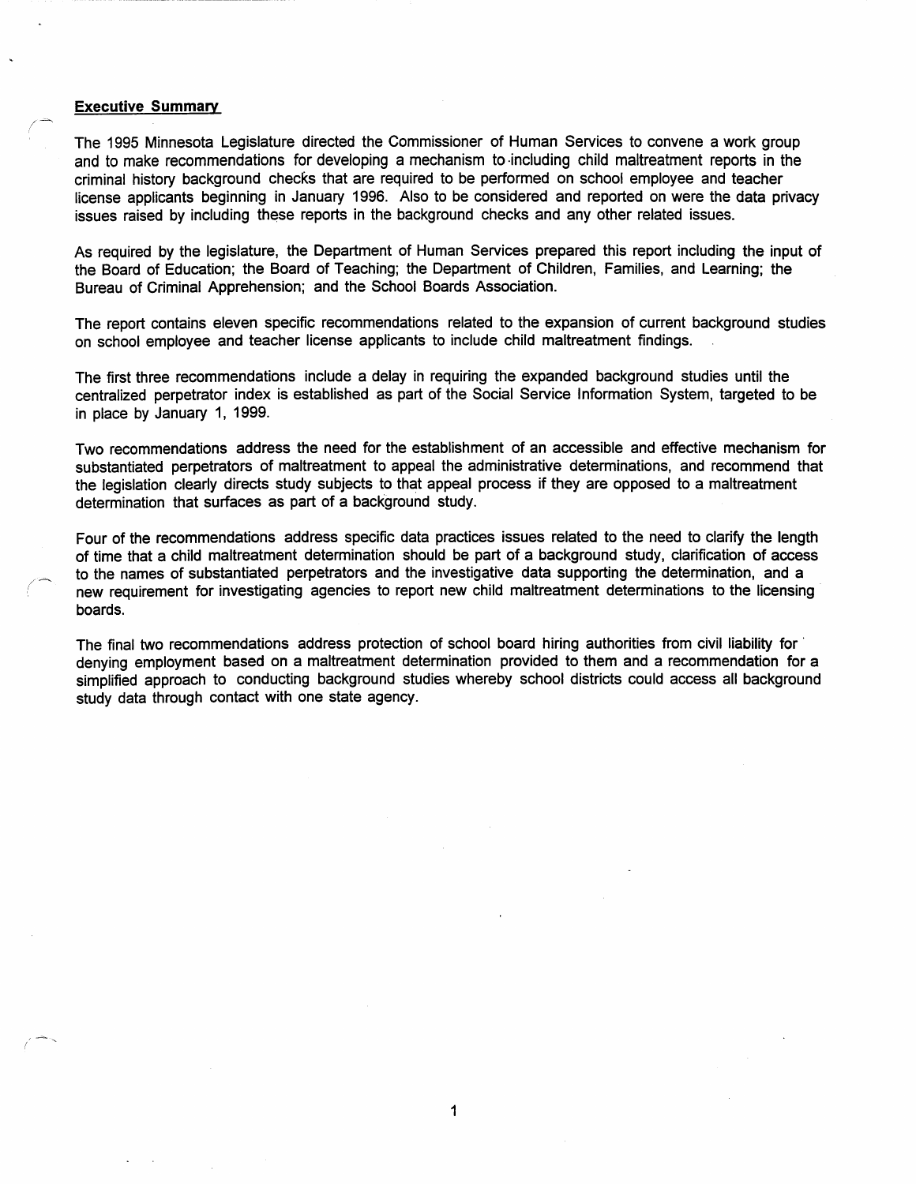**Executive Summary**

The 1995 Minnesota Legislature directed the Commissioner of Human Services to convene a work group and to make recommendations for developing a mechanism to including child maltreatment reports in the criminal history background checks that are required to be performed on school employee and teacher license applicants beginning in January 1996. Also to be considered and reported on were the data privacy issues raised by including these reports in the background checks and any other related issues.

As required by the legislature, the Department of Human Services prepared this report including the input of the Board of Education; the Board of Teaching; the Department of Children, Families, and Learning; the Bureau of Criminal Apprehension; and the School Boards Association.

The report contains eleven specific recommendations related to the expansion of current background studies on school employee and teacher license applicants to include child maltreatment findings.

The first three recommendations include a delay in requiring the expanded background studies until the centralized perpetrator index is established as part of the Social Service Information System, targeted to be in place by January 1, 1999.

Two recommendations address the need for the establishment of an accessible and effective mechanism for substantiated perpetrators of maltreatment to appeal the administrative determinations, and recommend that the legislation clearly directs study subjects to that appeal process if they are opposed to a maltreatment determination that surfaces as part of a background study.

Four of the recommendations address specific data practices issues related to the need to clarify the length of time that a child maltreatment determination should be part of a background study, clarification of access to the names of substantiated perpetrators and the investigative data supporting the determination, and a new requirement for investigating agencies to report new child maltreatment determinations to the licensing boards.

The final two recommendations address protection of school board hiring authorities from civil liability for denying employment based on a maltreatment determination provided to them and a recommendation for a simplified approach to conducting background studies whereby school districts could access all background study data through contact with one state agency.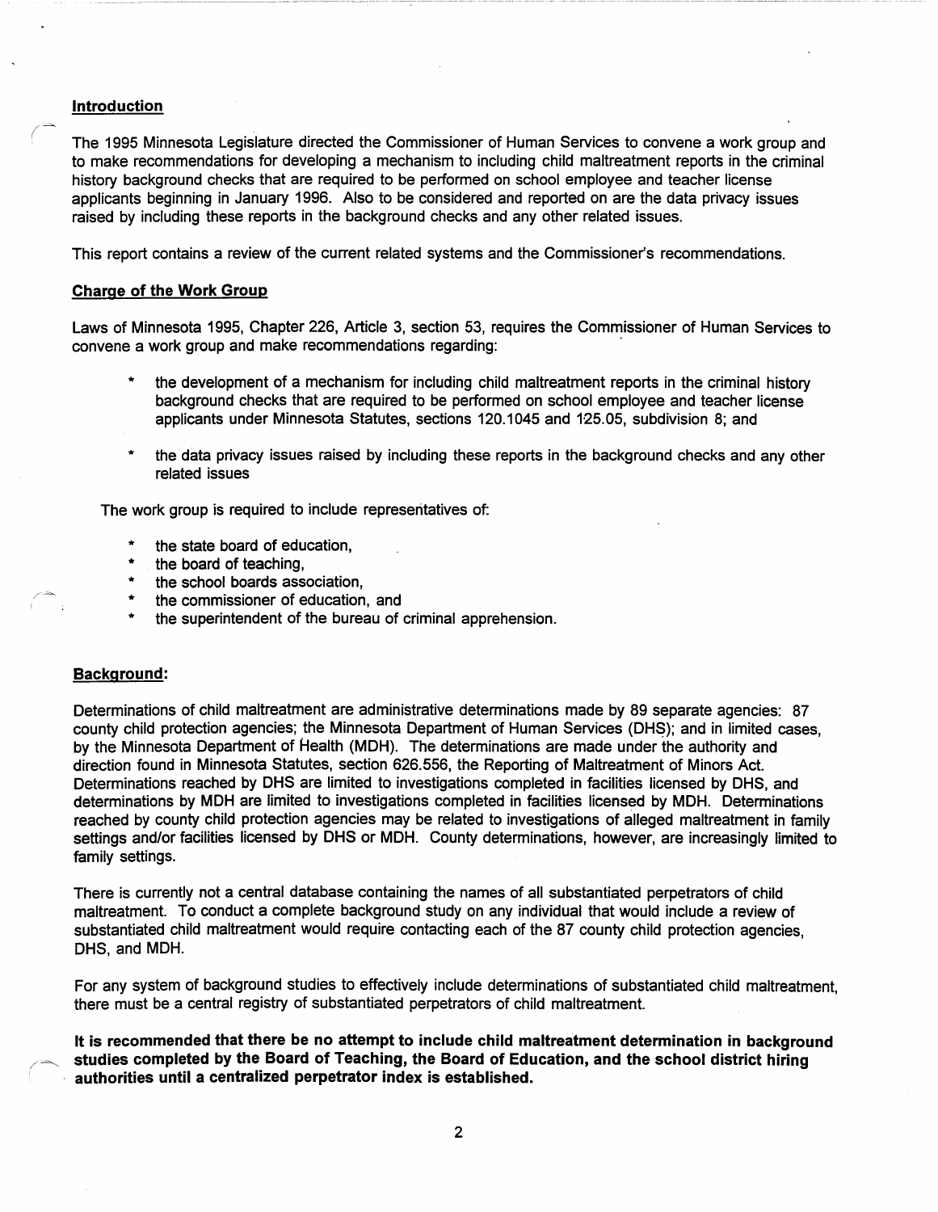## Introduction

The 1995 Minnesota Legislature directed the Commissioner of Human Services to convene a work group and to make recommendations for developing a mechanism to including child maltreatment reports in the criminal history background checks that are required to be performed on school employee and teacher license applicants beginning in January 1996. Also to be considered and reported on are the data privacy issues raised by including these reports in the background checks and any other related issues.

This report contains a review of the current related systems and the Commissioner's recommendations.

## Charge of the Work Group

Laws of Minnesota 1995, Chapter 226, Article 3, section 53, requires the Commissioner of Human Services to convene a work group and make recommendations regarding:

* the development of a mechanism for including child maltreatment reports in the criminal history background checks that are required to be performed on school employee and teacher license applicants under Minnesota Statutes, sections 120.1045 and 125.05, subdivision 8; and
* the data privacy issues raised by including these reports in the background checks and any other related issues

The work group is required to include representatives of:

* the state board of education,
* the board of teaching,
* the school boards association,
* the commissioner of education, and
* the superintendent of the bureau of criminal apprehension.

## Background:

Determinations of child maltreatment are administrative determinations made by 89 separate agencies: 87 county child protection agencies; the Minnesota Department of Human Services (DHS); and in limited cases, by the Minnesota Department of Health (MDH). The determinations are made under the authority and direction found in Minnesota Statutes, section 626.556, the Reporting of Maltreatment of Minors Act. Determinations reached by DHS are limited to investigations completed in facilities licensed by DHS, and determinations by MDH are limited to investigations completed in facilities licensed by MDH. Determinations reached by county child protection agencies may be related to investigations of alleged maltreatment in family settings and/or facilities licensed by DHS or MDH. County determinations, however, are increasingly limited to family settings.

There is currently not a central database containing the names of all substantiated perpetrators of child maltreatment. To conduct a complete background study on any individual that would include a review of substantiated child maltreatment would require contacting each of the 87 county child protection agencies, DHS, and MDH.

For any system of background studies to effectively include determinations of substantiated child maltreatment, there must be a central registry of substantiated perpetrators of child maltreatment.

**It is recommended that there be no attempt to include child maltreatment determination in background studies completed by the Board of Teaching, the Board of Education, and the school district hiring authorities until a centralized perpetrator index is established.**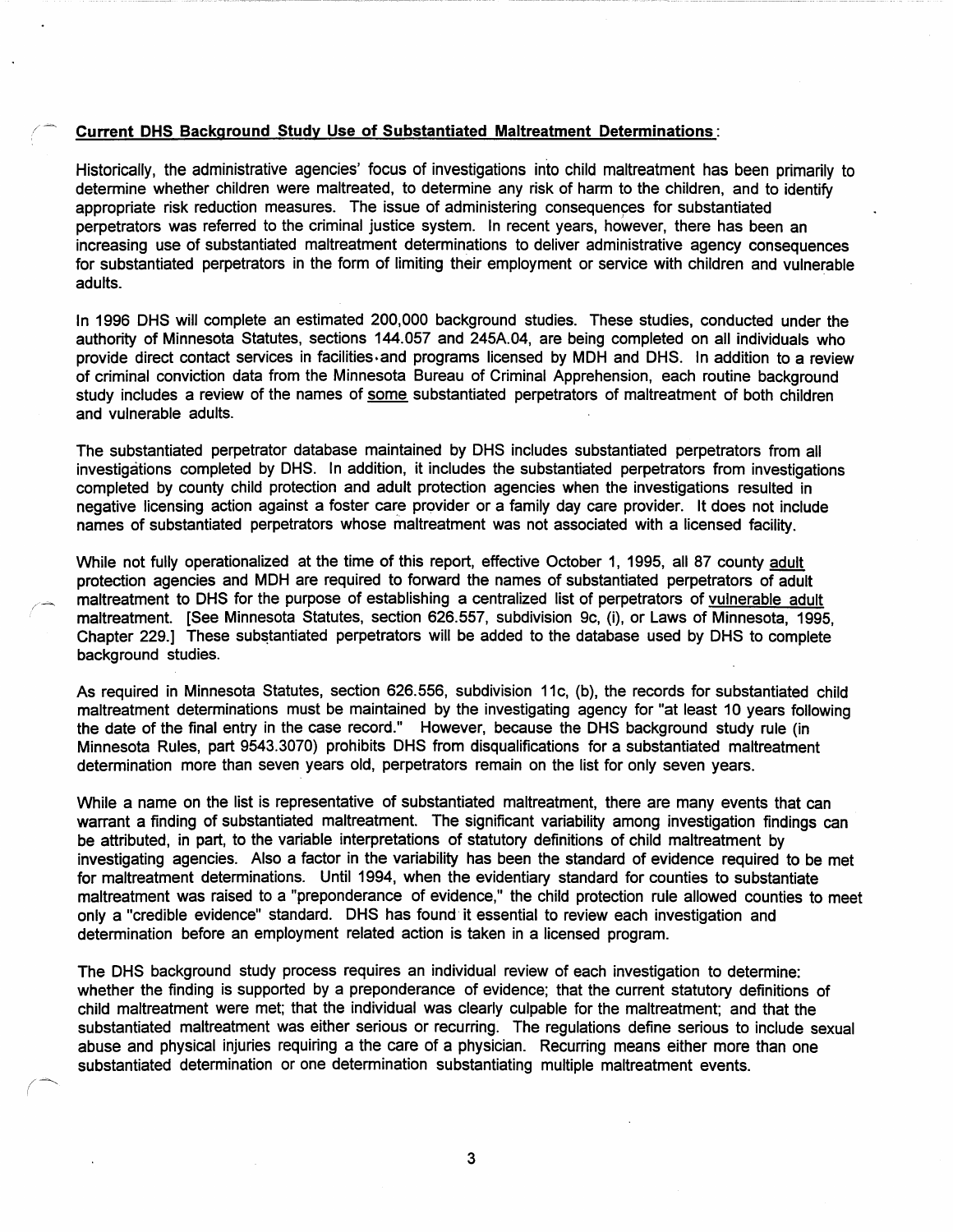**Current DHS Background Study Use of Substantiated Maltreatment Determinations**:

Historically, the administrative agencies' focus of investigations into child maltreatment has been primarily to determine whether children were maltreated, to determine any risk of harm to the children, and to identify appropriate risk reduction measures. The issue of administering consequences for substantiated perpetrators was referred to the criminal justice system. In recent years, however, there has been an increasing use of substantiated maltreatment determinations to deliver administrative agency consequences for substantiated perpetrators in the form of limiting their employment or service with children and vulnerable adults.

In 1996 DHS will complete an estimated 200,000 background studies. These studies, conducted under the authority of Minnesota Statutes, sections 144.057 and 245A.04, are being completed on all individuals who provide direct contact services in facilities and programs licensed by MDH and DHS. In addition to a review of criminal conviction data from the Minnesota Bureau of Criminal Apprehension, each routine background study includes a review of the names of some substantiated perpetrators of maltreatment of both children and vulnerable adults.

The substantiated perpetrator database maintained by DHS includes substantiated perpetrators from all investigations completed by DHS. In addition, it includes the substantiated perpetrators from investigations completed by county child protection and adult protection agencies when the investigations resulted in negative licensing action against a foster care provider or a family day care provider. It does not include names of substantiated perpetrators whose maltreatment was not associated with a licensed facility.

While not fully operationalized at the time of this report, effective October 1, 1995, all 87 county adult protection agencies and MDH are required to forward the names of substantiated perpetrators of adult maltreatment to DHS for the purpose of establishing a centralized list of perpetrators of vulnerable adult maltreatment. [See Minnesota Statutes, section 626.557, subdivision 9c, (i), or Laws of Minnesota, 1995, Chapter 229.] These substantiated perpetrators will be added to the database used by DHS to complete background studies.

As required in Minnesota Statutes, section 626.556, subdivision 11c, (b), the records for substantiated child maltreatment determinations must be maintained by the investigating agency for "at least 10 years following the date of the final entry in the case record." However, because the DHS background study rule (in Minnesota Rules, part 9543.3070) prohibits DHS from disqualifications for a substantiated maltreatment determination more than seven years old, perpetrators remain on the list for only seven years.

While a name on the list is representative of substantiated maltreatment, there are many events that can warrant a finding of substantiated maltreatment. The significant variability among investigation findings can be attributed, in part, to the variable interpretations of statutory definitions of child maltreatment by investigating agencies. Also a factor in the variability has been the standard of evidence required to be met for maltreatment determinations. Until 1994, when the evidentiary standard for counties to substantiate maltreatment was raised to a "preponderance of evidence," the child protection rule allowed counties to meet only a "credible evidence" standard. DHS has found it essential to review each investigation and determination before an employment related action is taken in a licensed program.

The DHS background study process requires an individual review of each investigation to determine: whether the finding is supported by a preponderance of evidence; that the current statutory definitions of child maltreatment were met; that the individual was clearly culpable for the maltreatment; and that the substantiated maltreatment was either serious or recurring. The regulations define serious to include sexual abuse and physical injuries requiring a the care of a physician. Recurring means either more than one substantiated determination or one determination substantiating multiple maltreatment events.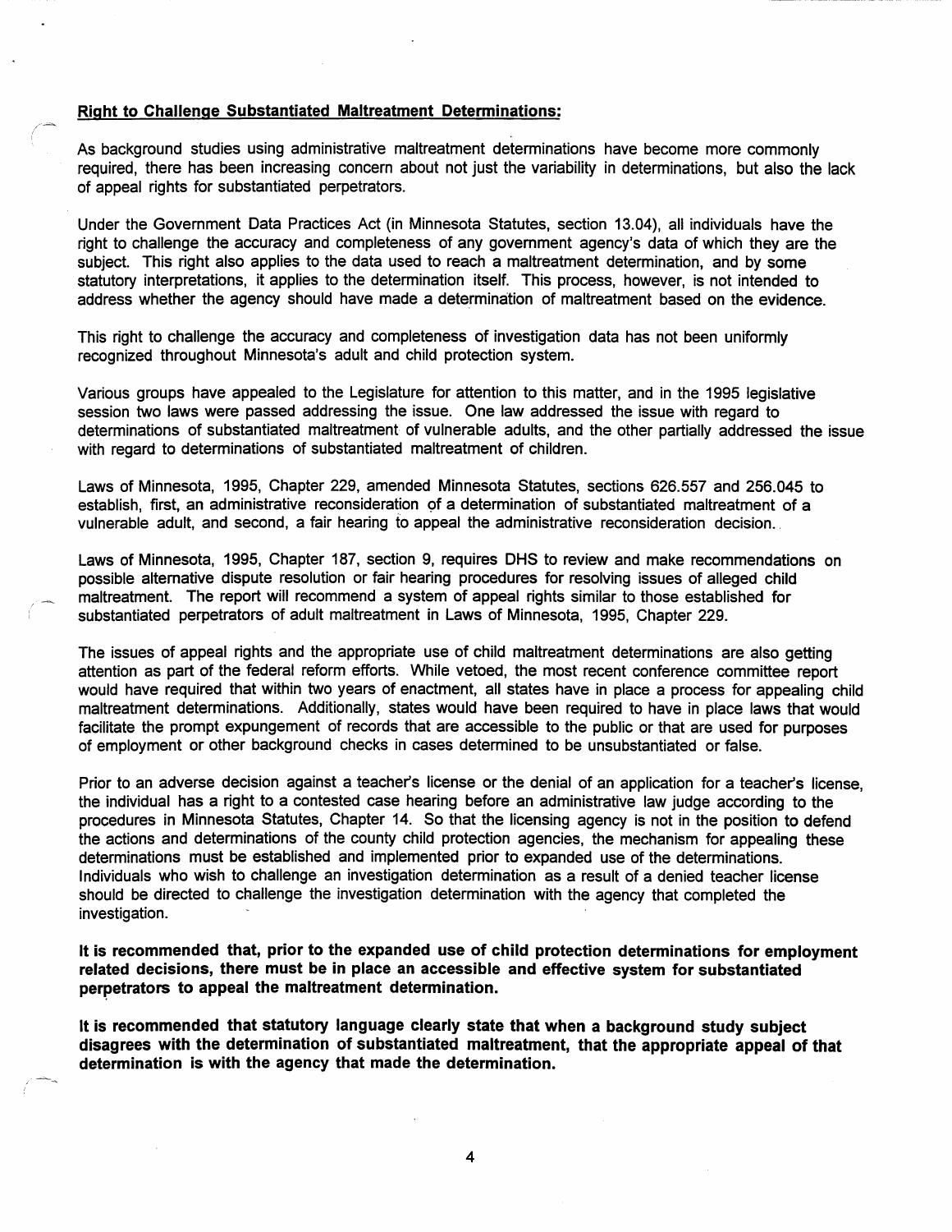**Right to Challenge Substantiated Maltreatment Determinations:**

As background studies using administrative maltreatment determinations have become more commonly required, there has been increasing concern about not just the variability in determinations, but also the lack of appeal rights for substantiated perpetrators.

Under the Government Data Practices Act (in Minnesota Statutes, section 13.04), all individuals have the right to challenge the accuracy and completeness of any government agency's data of which they are the subject. This right also applies to the data used to reach a maltreatment determination, and by some statutory interpretations, it applies to the determination itself. This process, however, is not intended to address whether the agency should have made a determination of maltreatment based on the evidence.

This right to challenge the accuracy and completeness of investigation data has not been uniformly recognized throughout Minnesota's adult and child protection system.

Various groups have appealed to the Legislature for attention to this matter, and in the 1995 legislative session two laws were passed addressing the issue. One law addressed the issue with regard to determinations of substantiated maltreatment of vulnerable adults, and the other partially addressed the issue with regard to determinations of substantiated maltreatment of children.

Laws of Minnesota, 1995, Chapter 229, amended Minnesota Statutes, sections 626.557 and 256.045 to establish, first, an administrative reconsideration of a determination of substantiated maltreatment of a vulnerable adult, and second, a fair hearing to appeal the administrative reconsideration decision.

Laws of Minnesota, 1995, Chapter 187, section 9, requires DHS to review and make recommendations on possible alternative dispute resolution or fair hearing procedures for resolving issues of alleged child maltreatment. The report will recommend a system of appeal rights similar to those established for substantiated perpetrators of adult maltreatment in Laws of Minnesota, 1995, Chapter 229.

The issues of appeal rights and the appropriate use of child maltreatment determinations are also getting attention as part of the federal reform efforts. While vetoed, the most recent conference committee report would have required that within two years of enactment, all states have in place a process for appealing child maltreatment determinations. Additionally, states would have been required to have in place laws that would facilitate the prompt expungement of records that are accessible to the public or that are used for purposes of employment or other background checks in cases determined to be unsubstantiated or false.

Prior to an adverse decision against a teacher's license or the denial of an application for a teacher's license, the individual has a right to a contested case hearing before an administrative law judge according to the procedures in Minnesota Statutes, Chapter 14. So that the licensing agency is not in the position to defend the actions and determinations of the county child protection agencies, the mechanism for appealing these determinations must be established and implemented prior to expanded use of the determinations. Individuals who wish to challenge an investigation determination as a result of a denied teacher license should be directed to challenge the investigation determination with the agency that completed the investigation.

**It is recommended that, prior to the expanded use of child protection determinations for employment related decisions, there must be in place an accessible and effective system for substantiated perpetrators to appeal the maltreatment determination.**

**It is recommended that statutory language clearly state that when a background study subject disagrees with the determination of substantiated maltreatment, that the appropriate appeal of that determination is with the agency that made the determination.**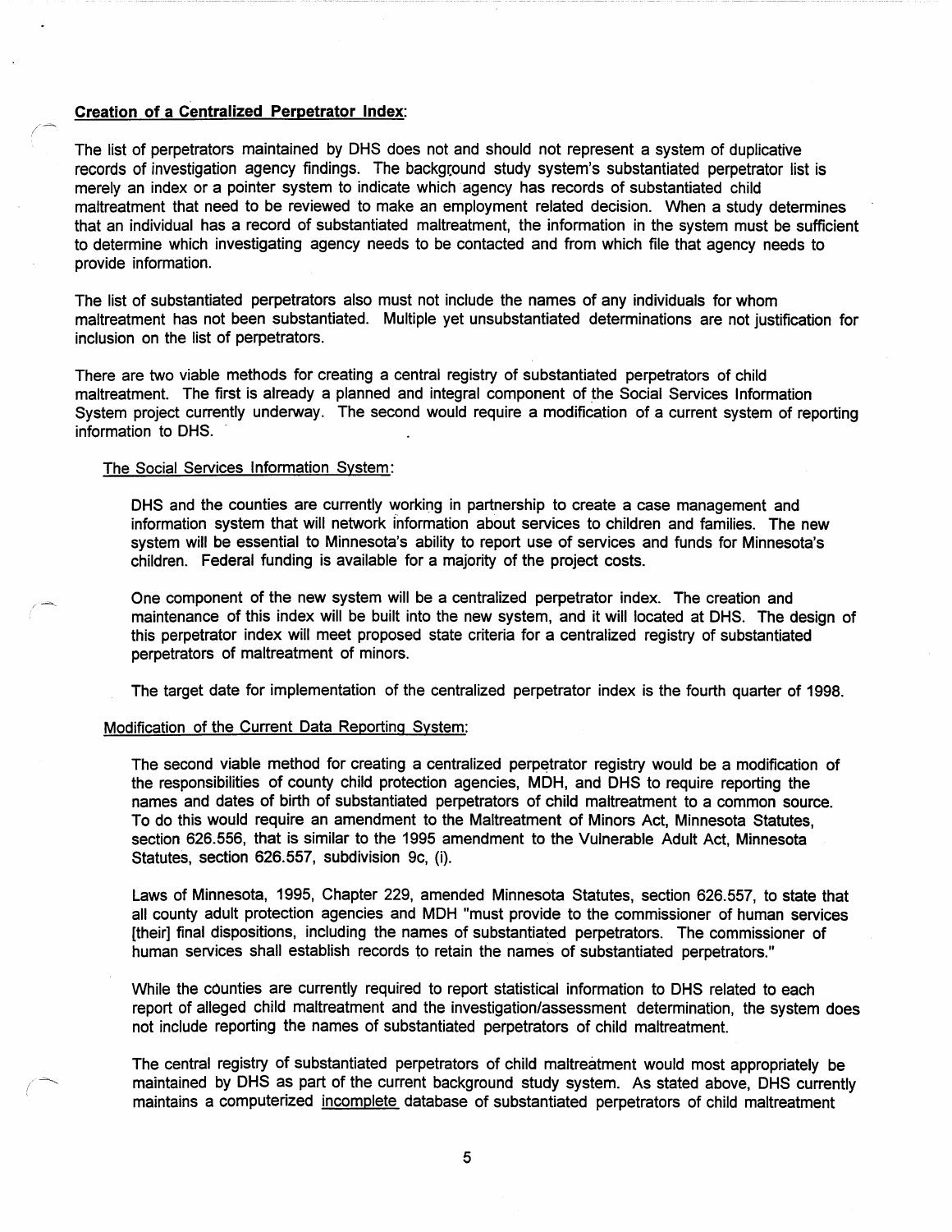**Creation of a Centralized Perpetrator Index:**

The list of perpetrators maintained by DHS does not and should not represent a system of duplicative records of investigation agency findings. The background study system's substantiated perpetrator list is merely an index or a pointer system to indicate which agency has records of substantiated child maltreatment that need to be reviewed to make an employment related decision. When a study determines that an individual has a record of substantiated maltreatment, the information in the system must be sufficient to determine which investigating agency needs to be contacted and from which file that agency needs to provide information.

The list of substantiated perpetrators also must not include the names of any individuals for whom maltreatment has not been substantiated. Multiple yet unsubstantiated determinations are not justification for inclusion on the list of perpetrators.

There are two viable methods for creating a central registry of substantiated perpetrators of child maltreatment. The first is already a planned and integral component of the Social Services Information System project currently underway. The second would require a modification of a current system of reporting information to DHS.

The Social Services Information System:

DHS and the counties are currently working in partnership to create a case management and information system that will network information about services to children and families. The new system will be essential to Minnesota's ability to report use of services and funds for Minnesota's children. Federal funding is available for a majority of the project costs.

One component of the new system will be a centralized perpetrator index. The creation and maintenance of this index will be built into the new system, and it will located at DHS. The design of this perpetrator index will meet proposed state criteria for a centralized registry of substantiated perpetrators of maltreatment of minors.

The target date for implementation of the centralized perpetrator index is the fourth quarter of 1998.

Modification of the Current Data Reporting System:

The second viable method for creating a centralized perpetrator registry would be a modification of the responsibilities of county child protection agencies, MDH, and DHS to require reporting the names and dates of birth of substantiated perpetrators of child maltreatment to a common source. To do this would require an amendment to the Maltreatment of Minors Act, Minnesota Statutes, section 626.556, that is similar to the 1995 amendment to the Vulnerable Adult Act, Minnesota Statutes, section 626.557, subdivision 9c, (i).

Laws of Minnesota, 1995, Chapter 229, amended Minnesota Statutes, section 626.557, to state that all county adult protection agencies and MDH "must provide to the commissioner of human services [their] final dispositions, including the names of substantiated perpetrators. The commissioner of human services shall establish records to retain the names of substantiated perpetrators."

While the counties are currently required to report statistical information to DHS related to each report of alleged child maltreatment and the investigation/assessment determination, the system does not include reporting the names of substantiated perpetrators of child maltreatment.

The central registry of substantiated perpetrators of child maltreatment would most appropriately be maintained by DHS as part of the current background study system. As stated above, DHS currently maintains a computerized incomplete database of substantiated perpetrators of child maltreatment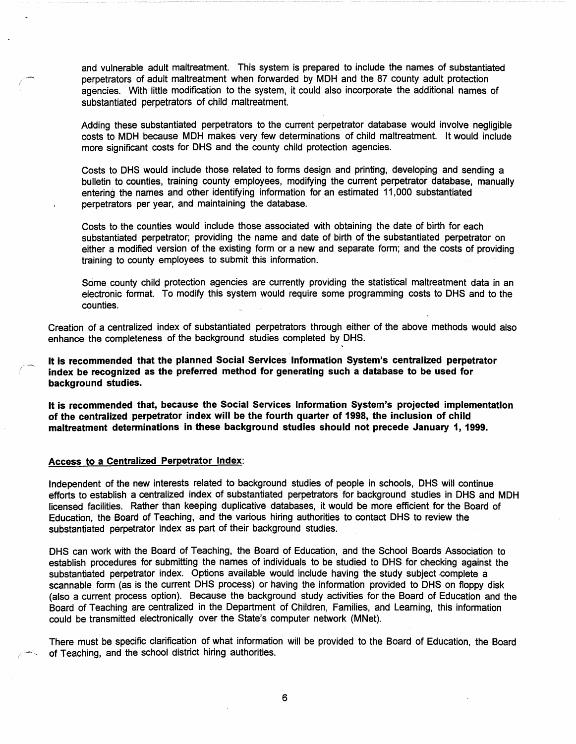and vulnerable adult maltreatment. This system is prepared to include the names of substantiated perpetrators of adult maltreatment when forwarded by MDH and the 87 county adult protection agencies. With little modification to the system, it could also incorporate the additional names of substantiated perpetrators of child maltreatment.

Adding these substantiated perpetrators to the current perpetrator database would involve negligible costs to MDH because MDH makes very few determinations of child maltreatment. It would include more significant costs for DHS and the county child protection agencies.

Costs to DHS would include those related to forms design and printing, developing and sending a bulletin to counties, training county employees, modifying the current perpetrator database, manually entering the names and other identifying information for an estimated 11,000 substantiated perpetrators per year, and maintaining the database.

Costs to the counties would include those associated with obtaining the date of birth for each substantiated perpetrator; providing the name and date of birth of the substantiated perpetrator on either a modified version of the existing form or a new and separate form; and the costs of providing training to county employees to submit this information.

Some county child protection agencies are currently providing the statistical maltreatment data in an electronic format. To modify this system would require some programming costs to DHS and to the counties.

Creation of a centralized index of substantiated perpetrators through either of the above methods would also enhance the completeness of the background studies completed by DHS.

**It is recommended that the planned Social Services Information System's centralized perpetrator index be recognized as the preferred method for generating such a database to be used for background studies.**

**It is recommended that, because the Social Services Information System's projected implementation of the centralized perpetrator index will be the fourth quarter of 1998, the inclusion of child maltreatment determinations in these background studies should not precede January 1, 1999.**

<u>Access to a Centralized Perpetrator Index</u>:

Independent of the new interests related to background studies of people in schools, DHS will continue efforts to establish a centralized index of substantiated perpetrators for background studies in DHS and MDH licensed facilities. Rather than keeping duplicative databases, it would be more efficient for the Board of Education, the Board of Teaching, and the various hiring authorities to contact DHS to review the substantiated perpetrator index as part of their background studies.

DHS can work with the Board of Teaching, the Board of Education, and the School Boards Association to establish procedures for submitting the names of individuals to be studied to DHS for checking against the substantiated perpetrator index. Options available would include having the study subject complete a scannable form (as is the current DHS process) or having the information provided to DHS on floppy disk (also a current process option). Because the background study activities for the Board of Education and the Board of Teaching are centralized in the Department of Children, Families, and Learning, this information could be transmitted electronically over the State's computer network (MNet).

There must be specific clarification of what information will be provided to the Board of Education, the Board of Teaching, and the school district hiring authorities.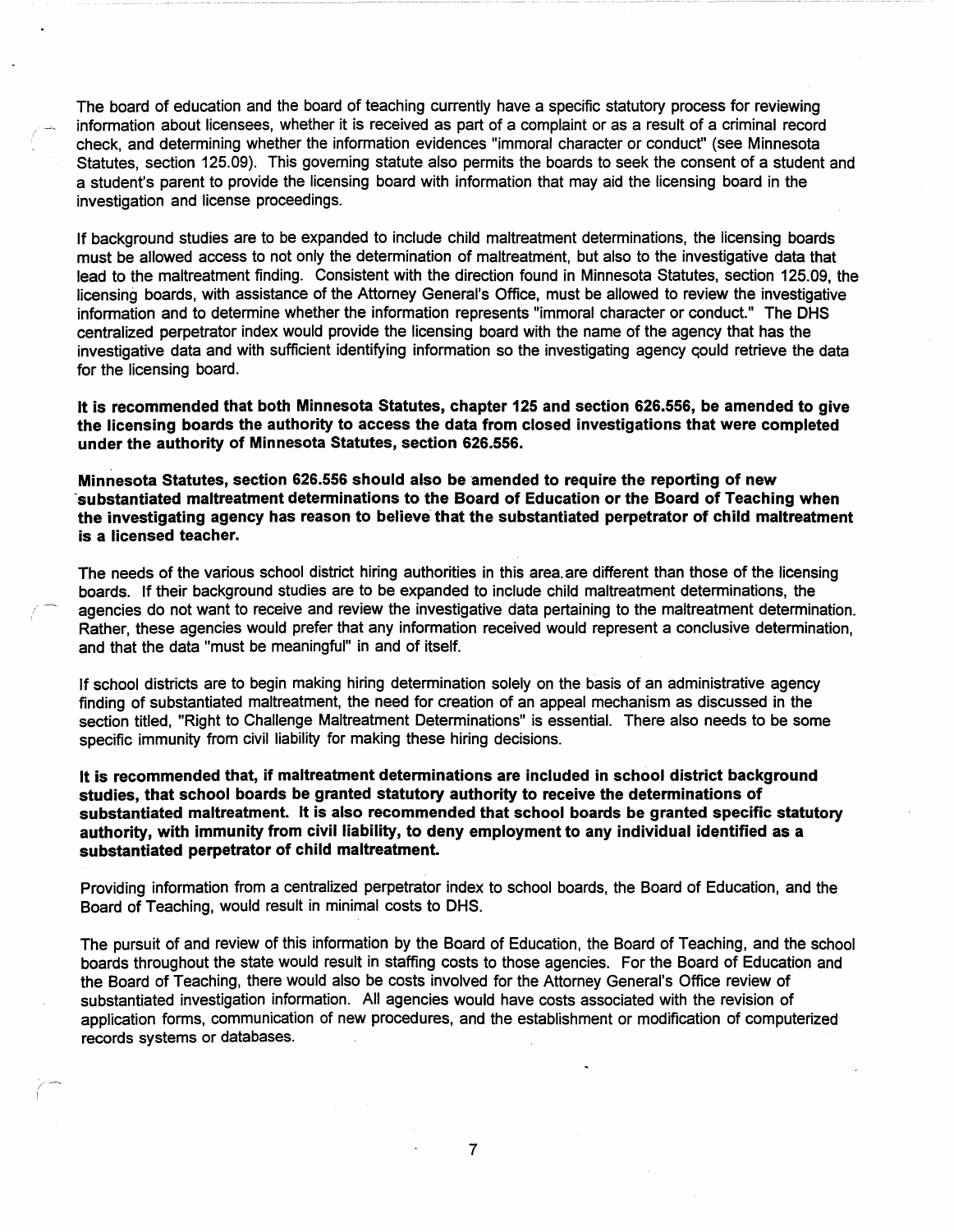The board of education and the board of teaching currently have a specific statutory process for reviewing information about licensees, whether it is received as part of a complaint or as a result of a criminal record check, and determining whether the information evidences "immoral character or conduct" (see Minnesota Statutes, section 125.09). This governing statute also permits the boards to seek the consent of a student and a student's parent to provide the licensing board with information that may aid the licensing board in the investigation and license proceedings.

If background studies are to be expanded to include child maltreatment determinations, the licensing boards must be allowed access to not only the determination of maltreatment, but also to the investigative data that lead to the maltreatment finding. Consistent with the direction found in Minnesota Statutes, section 125.09, the licensing boards, with assistance of the Attorney General's Office, must be allowed to review the investigative information and to determine whether the information represents "immoral character or conduct." The DHS centralized perpetrator index would provide the licensing board with the name of the agency that has the investigative data and with sufficient identifying information so the investigating agency could retrieve the data for the licensing board.

**It is recommended that both Minnesota Statutes, chapter 125 and section 626.556, be amended to give the licensing boards the authority to access the data from closed investigations that were completed under the authority of Minnesota Statutes, section 626.556.**

**Minnesota Statutes, section 626.556 should also be amended to require the reporting of new substantiated maltreatment determinations to the Board of Education or the Board of Teaching when the investigating agency has reason to believe that the substantiated perpetrator of child maltreatment is a licensed teacher.**

The needs of the various school district hiring authorities in this area are different than those of the licensing boards. If their background studies are to be expanded to include child maltreatment determinations, the agencies do not want to receive and review the investigative data pertaining to the maltreatment determination. Rather, these agencies would prefer that any information received would represent a conclusive determination, and that the data "must be meaningful" in and of itself.

If school districts are to begin making hiring determination solely on the basis of an administrative agency finding of substantiated maltreatment, the need for creation of an appeal mechanism as discussed in the section titled, "Right to Challenge Maltreatment Determinations" is essential. There also needs to be some specific immunity from civil liability for making these hiring decisions.

**It is recommended that, if maltreatment determinations are included in school district background studies, that school boards be granted statutory authority to receive the determinations of substantiated maltreatment. It is also recommended that school boards be granted specific statutory authority, with immunity from civil liability, to deny employment to any individual identified as a substantiated perpetrator of child maltreatment.**

Providing information from a centralized perpetrator index to school boards, the Board of Education, and the Board of Teaching, would result in minimal costs to DHS.

The pursuit of and review of this information by the Board of Education, the Board of Teaching, and the school boards throughout the state would result in staffing costs to those agencies. For the Board of Education and the Board of Teaching, there would also be costs involved for the Attorney General's Office review of substantiated investigation information. All agencies would have costs associated with the revision of application forms, communication of new procedures, and the establishment or modification of computerized records systems or databases.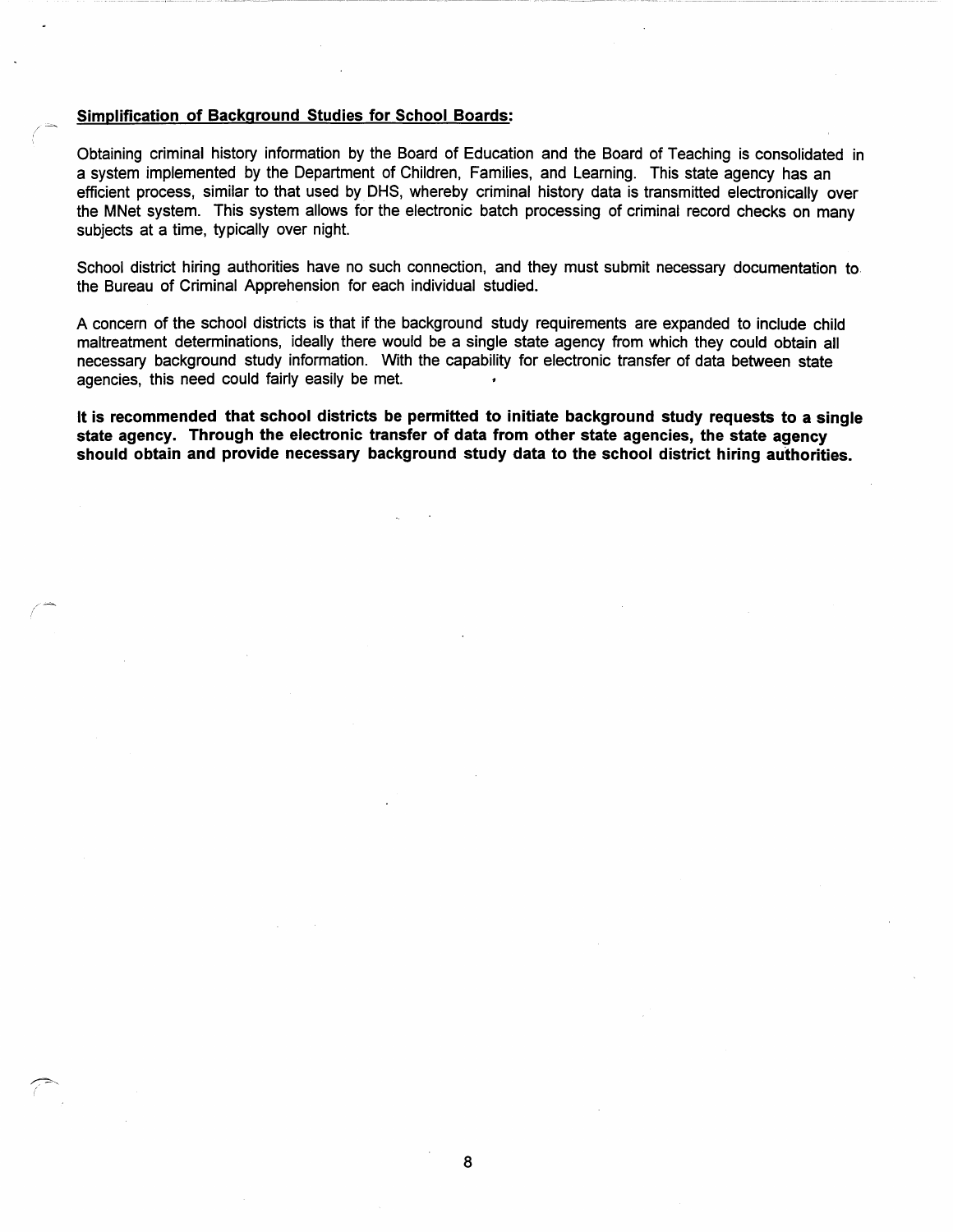**Simplification of Background Studies for School Boards:**

Obtaining criminal history information by the Board of Education and the Board of Teaching is consolidated in a system implemented by the Department of Children, Families, and Learning. This state agency has an efficient process, similar to that used by DHS, whereby criminal history data is transmitted electronically over the MNet system. This system allows for the electronic batch processing of criminal record checks on many subjects at a time, typically over night.

School district hiring authorities have no such connection, and they must submit necessary documentation to the Bureau of Criminal Apprehension for each individual studied.

A concern of the school districts is that if the background study requirements are expanded to include child maltreatment determinations, ideally there would be a single state agency from which they could obtain all necessary background study information. With the capability for electronic transfer of data between state agencies, this need could fairly easily be met.

**It is recommended that school districts be permitted to initiate background study requests to a single state agency. Through the electronic transfer of data from other state agencies, the state agency should obtain and provide necessary background study data to the school district hiring authorities.**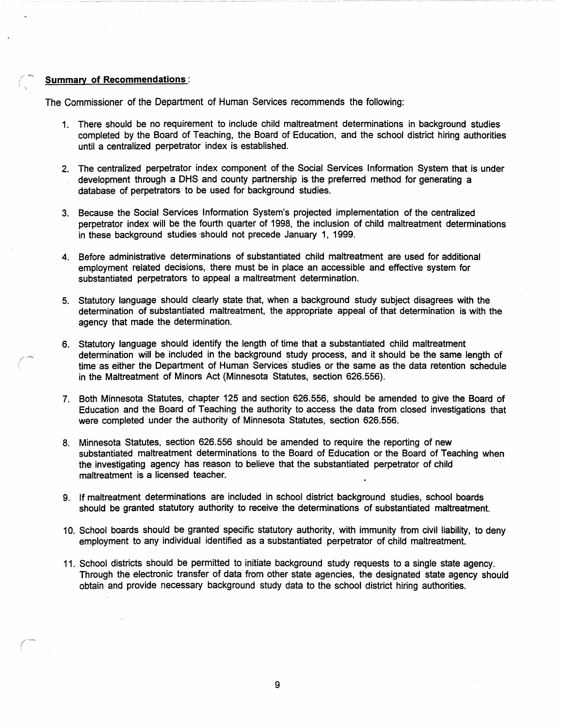**Summary of Recommendations**:

The Commissioner of the Department of Human Services recommends the following:

1. There should be no requirement to include child maltreatment determinations in background studies completed by the Board of Teaching, the Board of Education, and the school district hiring authorities until a centralized perpetrator index is established.

2. The centralized perpetrator index component of the Social Services Information System that is under development through a DHS and county partnership is the preferred method for generating a database of perpetrators to be used for background studies.

3. Because the Social Services Information System's projected implementation of the centralized perpetrator index will be the fourth quarter of 1998, the inclusion of child maltreatment determinations in these background studies should not precede January 1, 1999.

4. Before administrative determinations of substantiated child maltreatment are used for additional employment related decisions, there must be in place an accessible and effective system for substantiated perpetrators to appeal a maltreatment determination.

5. Statutory language should clearly state that, when a background study subject disagrees with the determination of substantiated maltreatment, the appropriate appeal of that determination is with the agency that made the determination.

6. Statutory language should identify the length of time that a substantiated child maltreatment determination will be included in the background study process, and it should be the same length of time as either the Department of Human Services studies or the same as the data retention schedule in the Maltreatment of Minors Act (Minnesota Statutes, section 626.556).

7. Both Minnesota Statutes, chapter 125 and section 626.556, should be amended to give the Board of Education and the Board of Teaching the authority to access the data from closed investigations that were completed under the authority of Minnesota Statutes, section 626.556.

8. Minnesota Statutes, section 626.556 should be amended to require the reporting of new substantiated maltreatment determinations to the Board of Education or the Board of Teaching when the investigating agency has reason to believe that the substantiated perpetrator of child maltreatment is a licensed teacher.

9. If maltreatment determinations are included in school district background studies, school boards should be granted statutory authority to receive the determinations of substantiated maltreatment.

10. School boards should be granted specific statutory authority, with immunity from civil liability, to deny employment to any individual identified as a substantiated perpetrator of child maltreatment.

11. School districts should be permitted to initiate background study requests to a single state agency. Through the electronic transfer of data from other state agencies, the designated state agency should obtain and provide necessary background study data to the school district hiring authorities.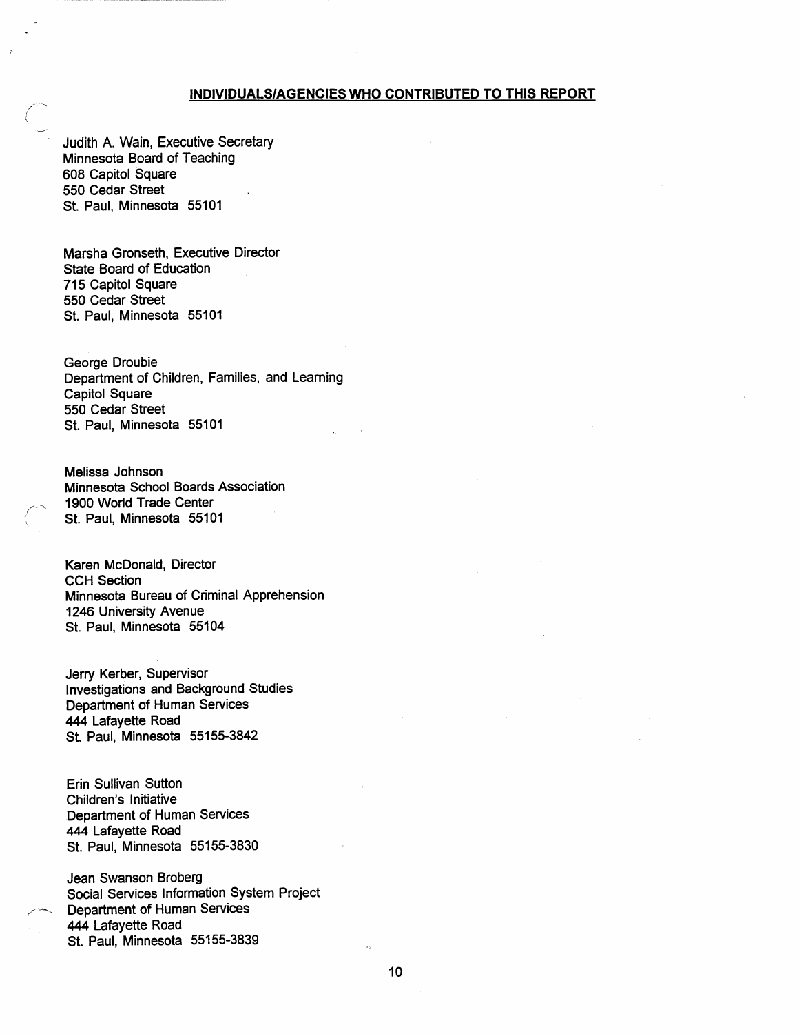## INDIVIDUALS/AGENCIES WHO CONTRIBUTED TO THIS REPORT

Judith A. Wain, Executive Secretary
Minnesota Board of Teaching
608 Capitol Square
550 Cedar Street
St. Paul, Minnesota 55101

Marsha Gronseth, Executive Director
State Board of Education
715 Capitol Square
550 Cedar Street
St. Paul, Minnesota 55101

George Droubie
Department of Children, Families, and Learning
Capitol Square
550 Cedar Street
St. Paul, Minnesota 55101

Melissa Johnson
Minnesota School Boards Association
1900 World Trade Center
St. Paul, Minnesota 55101

Karen McDonald, Director
CCH Section
Minnesota Bureau of Criminal Apprehension
1246 University Avenue
St. Paul, Minnesota 55104

Jerry Kerber, Supervisor
Investigations and Background Studies
Department of Human Services
444 Lafayette Road
St. Paul, Minnesota 55155-3842

Erin Sullivan Sutton
Children's Initiative
Department of Human Services
444 Lafayette Road
St. Paul, Minnesota 55155-3830

Jean Swanson Broberg
Social Services Information System Project
Department of Human Services
444 Lafayette Road
St. Paul, Minnesota 55155-3839